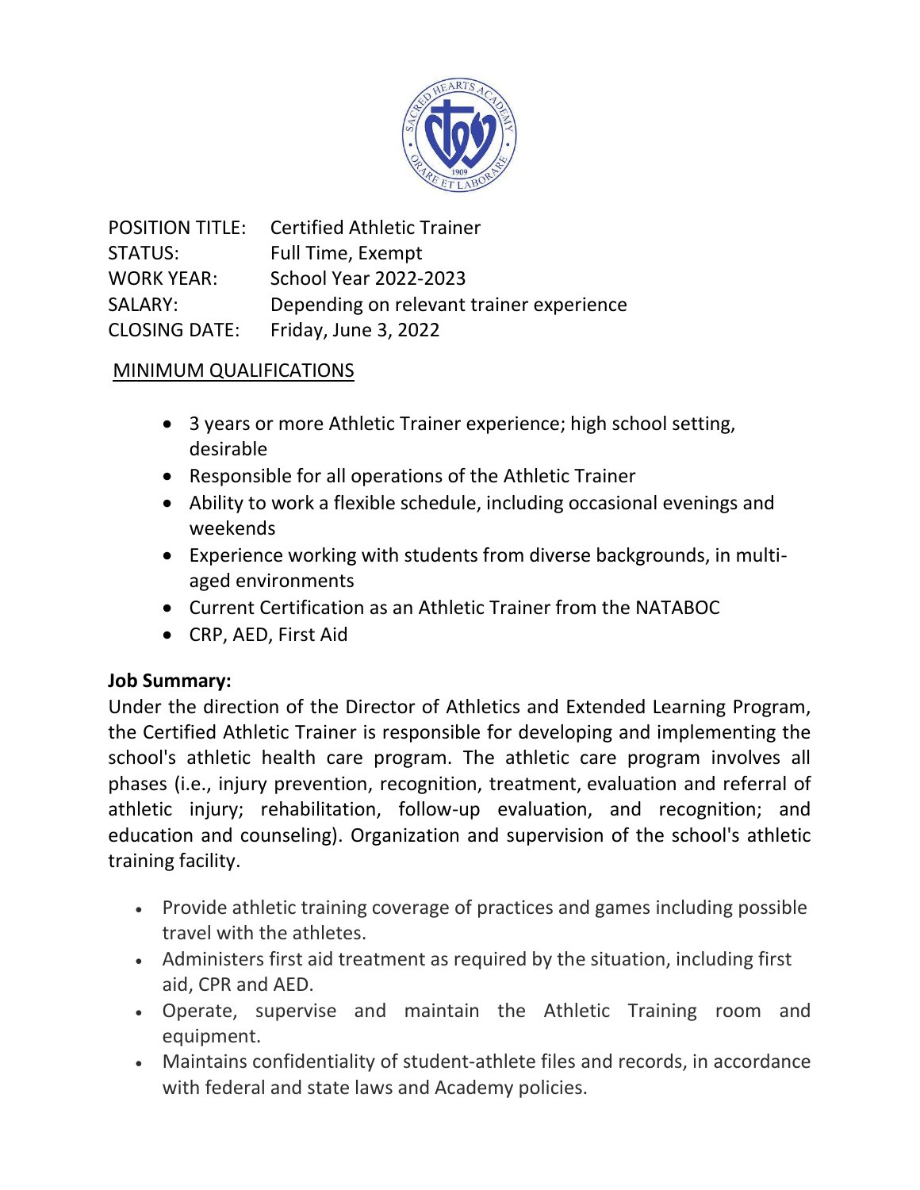| | |
|---|---|
| POSITION TITLE: | Certified Athletic Trainer |
| STATUS: | Full Time, Exempt |
| WORK YEAR: | School Year 2022-2023 |
| SALARY: | Depending on relevant trainer experience |
| CLOSING DATE: | Friday, June 3, 2022 |

## MINIMUM QUALIFICATIONS

- 3 years or more Athletic Trainer experience; high school setting, desirable
- Responsible for all operations of the Athletic Trainer
- Ability to work a flexible schedule, including occasional evenings and weekends
- Experience working with students from diverse backgrounds, in multi-aged environments
- Current Certification as an Athletic Trainer from the NATABOC
- CRP, AED, First Aid

**Job Summary:**

Under the direction of the Director of Athletics and Extended Learning Program, the Certified Athletic Trainer is responsible for developing and implementing the school's athletic health care program. The athletic care program involves all phases (i.e., injury prevention, recognition, treatment, evaluation and referral of athletic injury; rehabilitation, follow-up evaluation, and recognition; and education and counseling). Organization and supervision of the school's athletic training facility.

- Provide athletic training coverage of practices and games including possible travel with the athletes.
- Administers first aid treatment as required by the situation, including first aid, CPR and AED.
- Operate, supervise and maintain the Athletic Training room and equipment.
- Maintains confidentiality of student-athlete files and records, in accordance with federal and state laws and Academy policies.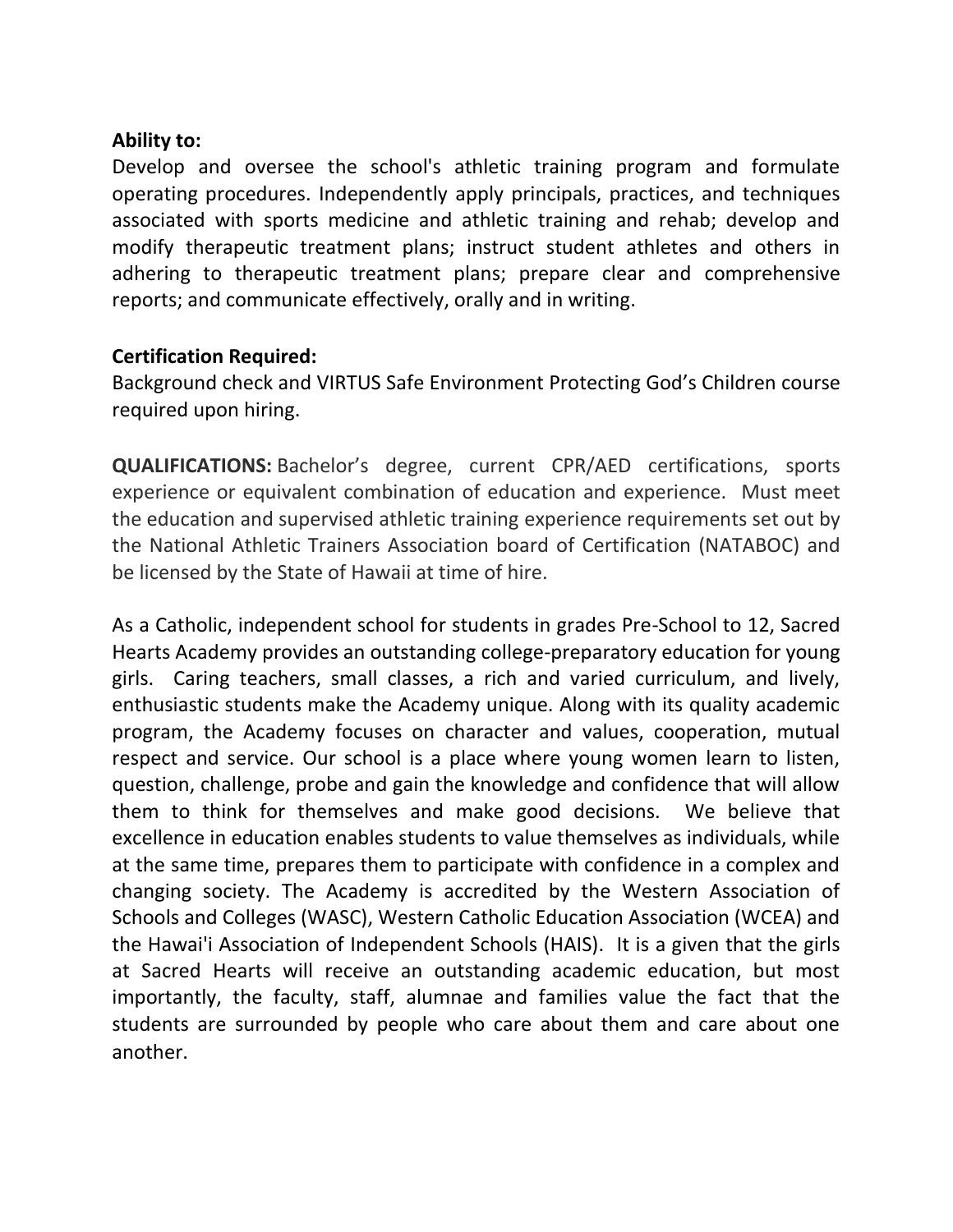**Ability to:**

Develop and oversee the school's athletic training program and formulate operating procedures. Independently apply principals, practices, and techniques associated with sports medicine and athletic training and rehab; develop and modify therapeutic treatment plans; instruct student athletes and others in adhering to therapeutic treatment plans; prepare clear and comprehensive reports; and communicate effectively, orally and in writing.

**Certification Required:**

Background check and VIRTUS Safe Environment Protecting God's Children course required upon hiring.

**QUALIFICATIONS:** Bachelor's degree, current CPR/AED certifications, sports experience or equivalent combination of education and experience. Must meet the education and supervised athletic training experience requirements set out by the National Athletic Trainers Association board of Certification (NATABOC) and be licensed by the State of Hawaii at time of hire.

As a Catholic, independent school for students in grades Pre-School to 12, Sacred Hearts Academy provides an outstanding college-preparatory education for young girls. Caring teachers, small classes, a rich and varied curriculum, and lively, enthusiastic students make the Academy unique. Along with its quality academic program, the Academy focuses on character and values, cooperation, mutual respect and service. Our school is a place where young women learn to listen, question, challenge, probe and gain the knowledge and confidence that will allow them to think for themselves and make good decisions. We believe that excellence in education enables students to value themselves as individuals, while at the same time, prepares them to participate with confidence in a complex and changing society. The Academy is accredited by the Western Association of Schools and Colleges (WASC), Western Catholic Education Association (WCEA) and the Hawai'i Association of Independent Schools (HAIS). It is a given that the girls at Sacred Hearts will receive an outstanding academic education, but most importantly, the faculty, staff, alumnae and families value the fact that the students are surrounded by people who care about them and care about one another.